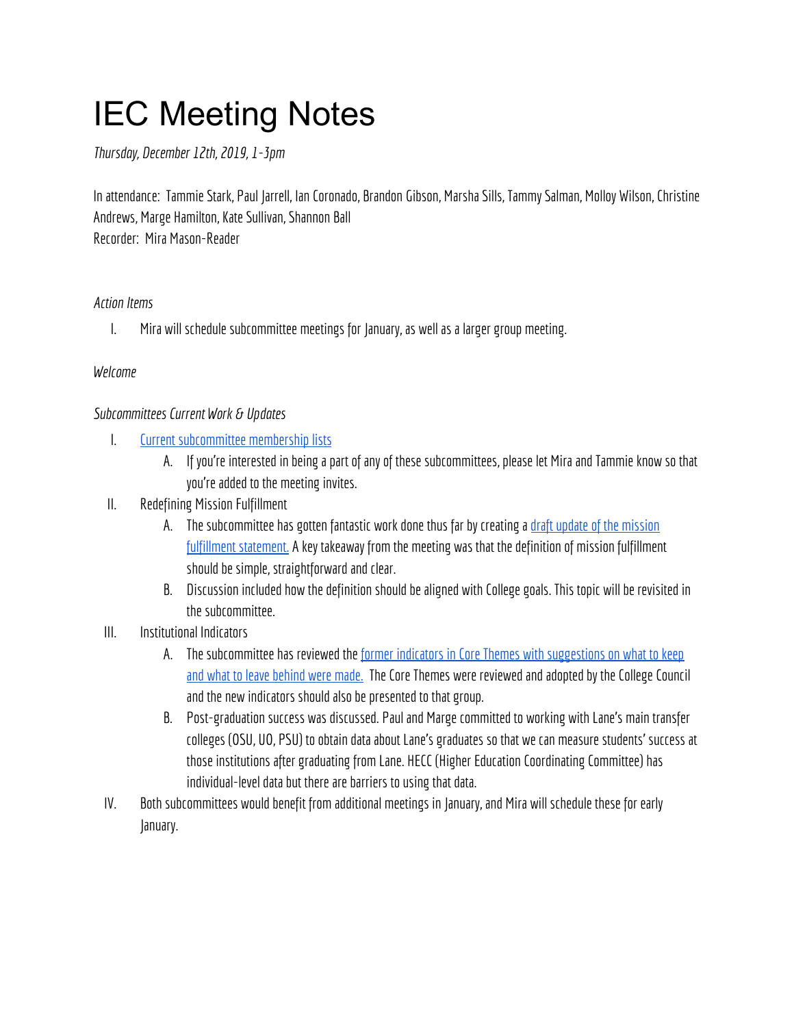# IEC Meeting Notes

*Thursday, December 12th, 2019, 1-3pm*

In attendance: Tammie Stark, Paul Jarrell, Ian Coronado, Brandon Gibson, Marsha Sills, Tammy Salman, Molloy Wilson, Christine Andrews, Marge Hamilton, Kate Sullivan, Shannon Ball
Recorder: Mira Mason-Reader

*Action Items*

I. Mira will schedule subcommittee meetings for January, as well as a larger group meeting.

*Welcome*

*Subcommittees Current Work & Updates*

I. Current subcommittee membership lists
   A. If you're interested in being a part of any of these subcommittees, please let Mira and Tammie know so that you're added to the meeting invites.

II. Redefining Mission Fulfillment
   A. The subcommittee has gotten fantastic work done thus far by creating a draft update of the mission fulfillment statement. A key takeaway from the meeting was that the definition of mission fulfillment should be simple, straightforward and clear.
   B. Discussion included how the definition should be aligned with College goals. This topic will be revisited in the subcommittee.

III. Institutional Indicators
   A. The subcommittee has reviewed the former indicators in Core Themes with suggestions on what to keep and what to leave behind were made. The Core Themes were reviewed and adopted by the College Council and the new indicators should also be presented to that group.
   B. Post-graduation success was discussed. Paul and Marge committed to working with Lane's main transfer colleges (OSU, UO, PSU) to obtain data about Lane's graduates so that we can measure students' success at those institutions after graduating from Lane. HECC (Higher Education Coordinating Committee) has individual-level data but there are barriers to using that data.

IV. Both subcommittees would benefit from additional meetings in January, and Mira will schedule these for early January.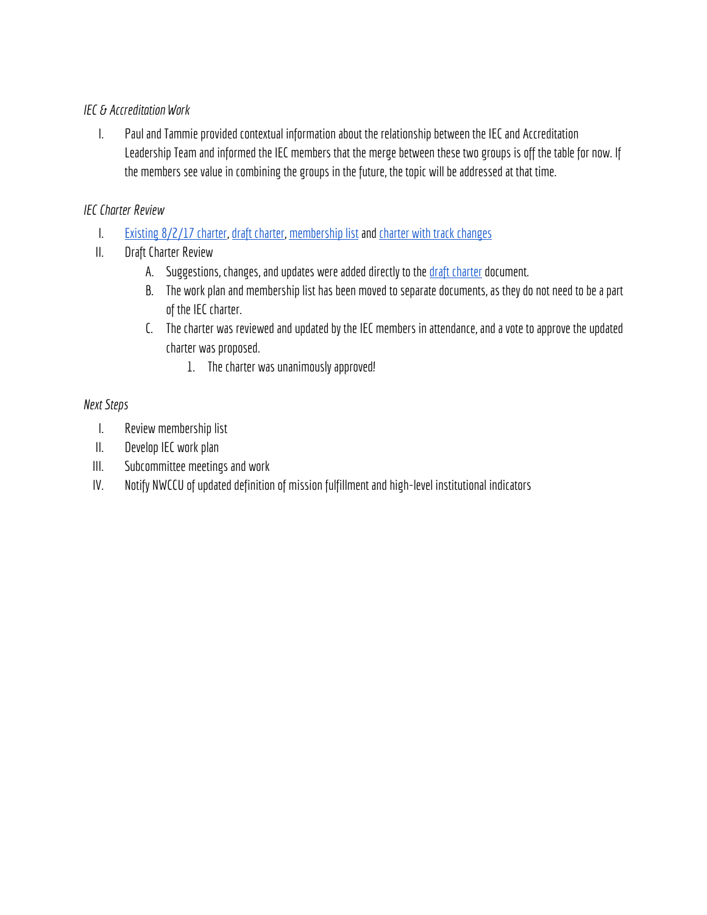*IEC & Accreditation Work*

I. Paul and Tammie provided contextual information about the relationship between the IEC and Accreditation Leadership Team and informed the IEC members that the merge between these two groups is off the table for now. If the members see value in combining the groups in the future, the topic will be addressed at that time.

*IEC Charter Review*

I. Existing 8/2/17 charter, draft charter, membership list and charter with track changes
II. Draft Charter Review
    A. Suggestions, changes, and updates were added directly to the draft charter document.
    B. The work plan and membership list has been moved to separate documents, as they do not need to be a part of the IEC charter.
    C. The charter was reviewed and updated by the IEC members in attendance, and a vote to approve the updated charter was proposed.
        1. The charter was unanimously approved!

*Next Steps*

I. Review membership list
II. Develop IEC work plan
III. Subcommittee meetings and work
IV. Notify NWCCU of updated definition of mission fulfillment and high-level institutional indicators